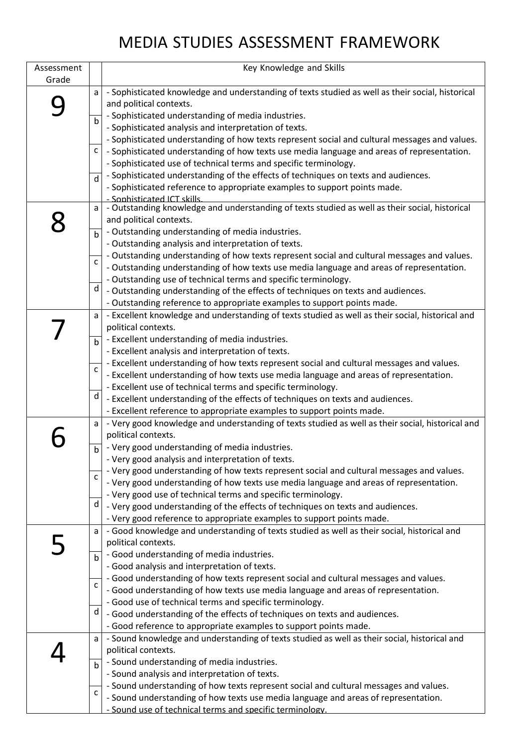# MEDIA STUDIES ASSESSMENT FRAMEWORK

| Assessment Grade | | Key Knowledge and Skills |
|---|---|---|
| 9 | a<br>b<br>c<br>d | - Sophisticated knowledge and understanding of texts studied as well as their social, historical and political contexts.<br>- Sophisticated understanding of media industries.<br>- Sophisticated analysis and interpretation of texts.<br>- Sophisticated understanding of how texts represent social and cultural messages and values.<br>- Sophisticated understanding of how texts use media language and areas of representation.<br>- Sophisticated use of technical terms and specific terminology.<br>- Sophisticated understanding of the effects of techniques on texts and audiences.<br>- Sophisticated reference to appropriate examples to support points made.<br>- Sophisticated ICT skills. |
| 8 | a<br>b<br>c<br>d | - Outstanding knowledge and understanding of texts studied as well as their social, historical and political contexts.<br>- Outstanding understanding of media industries.<br>- Outstanding analysis and interpretation of texts.<br>- Outstanding understanding of how texts represent social and cultural messages and values.<br>- Outstanding understanding of how texts use media language and areas of representation.<br>- Outstanding use of technical terms and specific terminology.<br>- Outstanding understanding of the effects of techniques on texts and audiences.<br>- Outstanding reference to appropriate examples to support points made. |
| 7 | a<br>b<br>c<br>d | - Excellent knowledge and understanding of texts studied as well as their social, historical and political contexts.<br>- Excellent understanding of media industries.<br>- Excellent analysis and interpretation of texts.<br>- Excellent understanding of how texts represent social and cultural messages and values.<br>- Excellent understanding of how texts use media language and areas of representation.<br>- Excellent use of technical terms and specific terminology.<br>- Excellent understanding of the effects of techniques on texts and audiences.<br>- Excellent reference to appropriate examples to support points made. |
| 6 | a<br>b<br>c<br>d | - Very good knowledge and understanding of texts studied as well as their social, historical and political contexts.<br>- Very good understanding of media industries.<br>- Very good analysis and interpretation of texts.<br>- Very good understanding of how texts represent social and cultural messages and values.<br>- Very good understanding of how texts use media language and areas of representation.<br>- Very good use of technical terms and specific terminology.<br>- Very good understanding of the effects of techniques on texts and audiences.<br>- Very good reference to appropriate examples to support points made. |
| 5 | a<br>b<br>c<br>d | - Good knowledge and understanding of texts studied as well as their social, historical and political contexts.<br>- Good understanding of media industries.<br>- Good analysis and interpretation of texts.<br>- Good understanding of how texts represent social and cultural messages and values.<br>- Good understanding of how texts use media language and areas of representation.<br>- Good use of technical terms and specific terminology.<br>- Good understanding of the effects of techniques on texts and audiences.<br>- Good reference to appropriate examples to support points made. |
| 4 | a<br>b<br>c | - Sound knowledge and understanding of texts studied as well as their social, historical and political contexts.<br>- Sound understanding of media industries.<br>- Sound analysis and interpretation of texts.<br>- Sound understanding of how texts represent social and cultural messages and values.<br>- Sound understanding of how texts use media language and areas of representation.<br>- Sound use of technical terms and specific terminology. |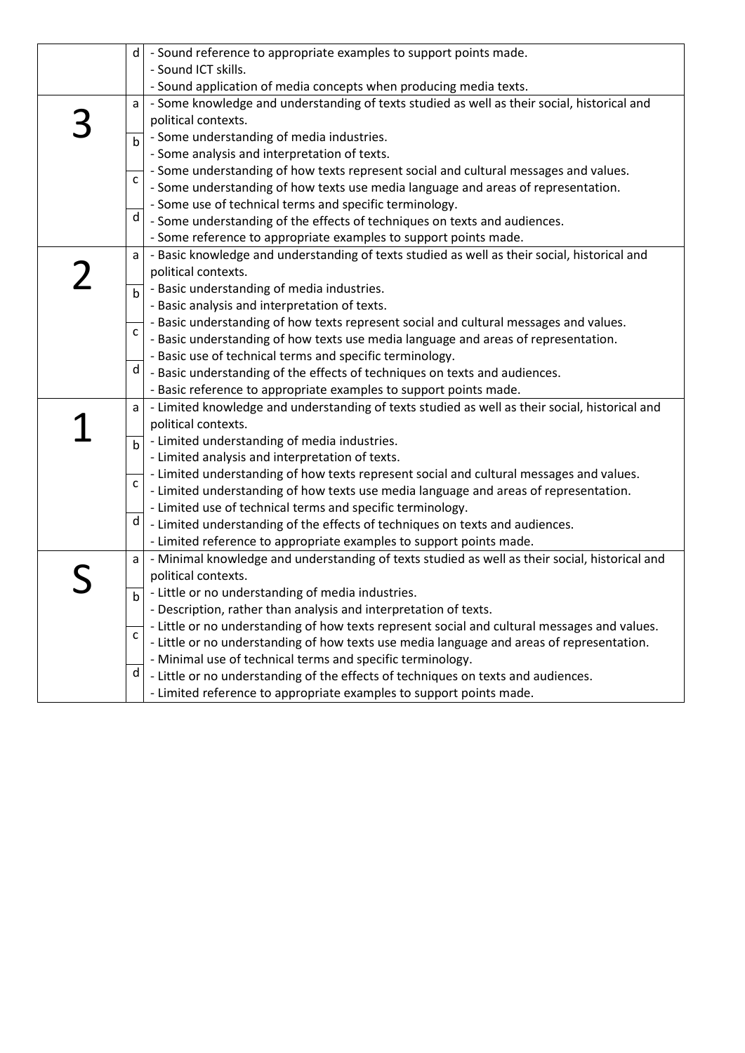| | | |
|---|---|---|
| | d | - Sound reference to appropriate examples to support points made.<br>- Sound ICT skills.<br>- Sound application of media concepts when producing media texts. |
| 3 | a<br>b<br>c<br>d | - Some knowledge and understanding of texts studied as well as their social, historical and political contexts.<br>- Some understanding of media industries.<br>- Some analysis and interpretation of texts.<br>- Some understanding of how texts represent social and cultural messages and values.<br>- Some understanding of how texts use media language and areas of representation.<br>- Some use of technical terms and specific terminology.<br>- Some understanding of the effects of techniques on texts and audiences.<br>- Some reference to appropriate examples to support points made. |
| 2 | a<br>b<br>c<br>d | - Basic knowledge and understanding of texts studied as well as their social, historical and political contexts.<br>- Basic understanding of media industries.<br>- Basic analysis and interpretation of texts.<br>- Basic understanding of how texts represent social and cultural messages and values.<br>- Basic understanding of how texts use media language and areas of representation.<br>- Basic use of technical terms and specific terminology.<br>- Basic understanding of the effects of techniques on texts and audiences.<br>- Basic reference to appropriate examples to support points made. |
| 1 | a<br>b<br>c<br>d | - Limited knowledge and understanding of texts studied as well as their social, historical and political contexts.<br>- Limited understanding of media industries.<br>- Limited analysis and interpretation of texts.<br>- Limited understanding of how texts represent social and cultural messages and values.<br>- Limited understanding of how texts use media language and areas of representation.<br>- Limited use of technical terms and specific terminology.<br>- Limited understanding of the effects of techniques on texts and audiences.<br>- Limited reference to appropriate examples to support points made. |
| S | a<br>b<br>c<br>d | - Minimal knowledge and understanding of texts studied as well as their social, historical and political contexts.<br>- Little or no understanding of media industries.<br>- Description, rather than analysis and interpretation of texts.<br>- Little or no understanding of how texts represent social and cultural messages and values.<br>- Little or no understanding of how texts use media language and areas of representation.<br>- Minimal use of technical terms and specific terminology.<br>- Little or no understanding of the effects of techniques on texts and audiences.<br>- Limited reference to appropriate examples to support points made. |